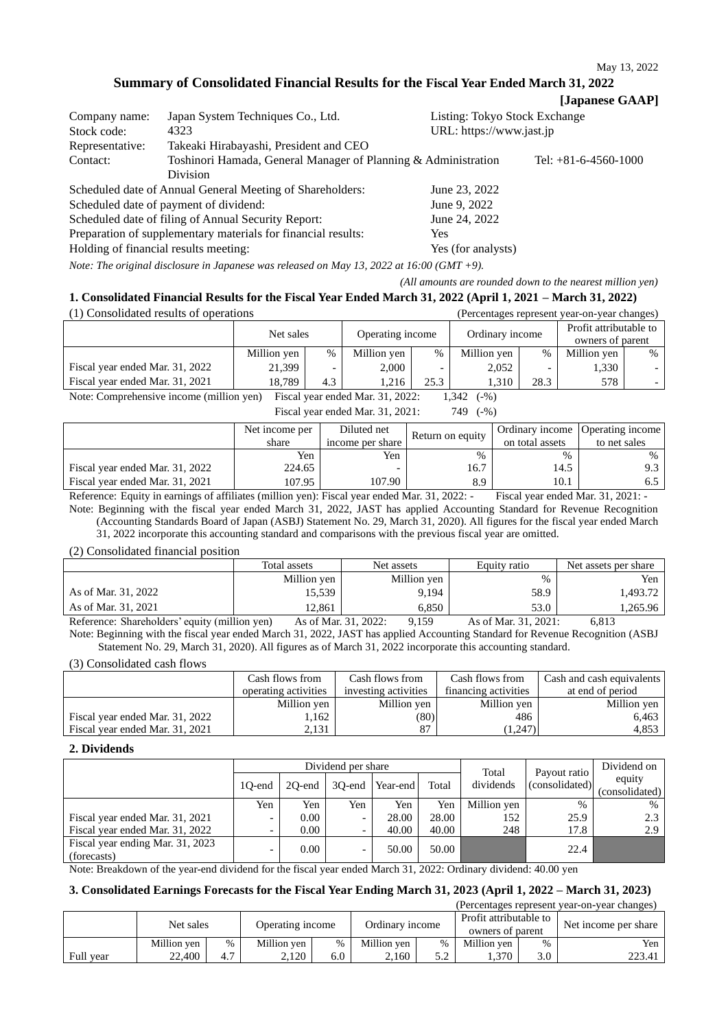May 13, 2022

# Summary of Consolidated Financial Results for the Fiscal Year Ended March 31, 2022

**[Japanese GAAP]**

| | | | |
|---|---|---|---|
| Company name: | Japan System Techniques Co., Ltd. | Listing: Tokyo Stock Exchange | |
| Stock code: | 4323 | URL: https://www.jast.jp | |
| Representative: | Takeaki Hirabayashi, President and CEO | | |
| Contact: | Toshinori Hamada, General Manager of Planning & Administration Division | | Tel: +81-6-4560-1000 |

| | |
|---|---|
| Scheduled date of Annual General Meeting of Shareholders: | June 23, 2022 |
| Scheduled date of payment of dividend: | June 9, 2022 |
| Scheduled date of filing of Annual Security Report: | June 24, 2022 |
| Preparation of supplementary materials for financial results: | Yes |
| Holding of financial results meeting: | Yes (for analysts) |

*Note: The original disclosure in Japanese was released on May 13, 2022 at 16:00 (GMT +9).*

*(All amounts are rounded down to the nearest million yen)*

## 1. Consolidated Financial Results for the Fiscal Year Ended March 31, 2022 (April 1, 2021 – March 31, 2022)

(1) Consolidated results of operations (Percentages represent year-on-year changes)

| | Net sales | | Operating income | | Ordinary income | | Profit attributable to owners of parent | |
|---|---|---|---|---|---|---|---|---|
| | Million yen | % | Million yen | % | Million yen | % | Million yen | % |
| Fiscal year ended Mar. 31, 2022 | 21,399 | - | 2,000 | - | 2,052 | - | 1,330 | - |
| Fiscal year ended Mar. 31, 2021 | 18,789 | 4.3 | 1,216 | 25.3 | 1,310 | 28.3 | 578 | - |

Note: Comprehensive income (million yen) Fiscal year ended Mar. 31, 2022: 1,342 (-%)
Fiscal year ended Mar. 31, 2021: 749 (-%)

| | Net income per share | Diluted net income per share | Return on equity | Ordinary income on total assets | Operating income to net sales |
|---|---|---|---|---|---|
| | Yen | Yen | % | % | % |
| Fiscal year ended Mar. 31, 2022 | 224.65 | - | 16.7 | 14.5 | 9.3 |
| Fiscal year ended Mar. 31, 2021 | 107.95 | 107.90 | 8.9 | 10.1 | 6.5 |

Reference: Equity in earnings of affiliates (million yen): Fiscal year ended Mar. 31, 2022: - Fiscal year ended Mar. 31, 2021: -

Note: Beginning with the fiscal year ended March 31, 2022, JAST has applied Accounting Standard for Revenue Recognition (Accounting Standards Board of Japan (ASBJ) Statement No. 29, March 31, 2020). All figures for the fiscal year ended March 31, 2022 incorporate this accounting standard and comparisons with the previous fiscal year are omitted.

(2) Consolidated financial position

| | Total assets | Net assets | Equity ratio | Net assets per share |
|---|---|---|---|---|
| | Million yen | Million yen | % | Yen |
| As of Mar. 31, 2022 | 15,539 | 9,194 | 58.9 | 1,493.72 |
| As of Mar. 31, 2021 | 12,861 | 6,850 | 53.0 | 1,265.96 |

Reference: Shareholders' equity (million yen) As of Mar. 31, 2022: 9,159 As of Mar. 31, 2021: 6,813

Note: Beginning with the fiscal year ended March 31, 2022, JAST has applied Accounting Standard for Revenue Recognition (ASBJ Statement No. 29, March 31, 2020). All figures as of March 31, 2022 incorporate this accounting standard.

(3) Consolidated cash flows

| | Cash flows from operating activities | Cash flows from investing activities | Cash flows from financing activities | Cash and cash equivalents at end of period |
|---|---|---|---|---|
| | Million yen | Million yen | Million yen | Million yen |
| Fiscal year ended Mar. 31, 2022 | 1,162 | (80) | 486 | 6,463 |
| Fiscal year ended Mar. 31, 2021 | 2,131 | 87 | (1,247) | 4,853 |

## 2. Dividends

| | Dividend per share | | | | | Total dividends | Payout ratio (consolidated) | Dividend on equity (consolidated) |
|---|---|---|---|---|---|---|---|---|
| | 1Q-end | 2Q-end | 3Q-end | Year-end | Total | | | |
| | Yen | Yen | Yen | Yen | Yen | Million yen | % | % |
| Fiscal year ended Mar. 31, 2021 | - | 0.00 | - | 28.00 | 28.00 | 152 | 25.9 | 2.3 |
| Fiscal year ended Mar. 31, 2022 | - | 0.00 | - | 40.00 | 40.00 | 248 | 17.8 | 2.9 |
| Fiscal year ending Mar. 31, 2023 (forecasts) | - | 0.00 | - | 50.00 | 50.00 | | 22.4 | |

Note: Breakdown of the year-end dividend for the fiscal year ended March 31, 2022: Ordinary dividend: 40.00 yen

## 3. Consolidated Earnings Forecasts for the Fiscal Year Ending March 31, 2023 (April 1, 2022 – March 31, 2023)

(Percentages represent year-on-year changes)

| | Net sales | | Operating income | | Ordinary income | | Profit attributable to owners of parent | | Net income per share |
|---|---|---|---|---|---|---|---|---|---|
| | Million yen | % | Million yen | % | Million yen | % | Million yen | % | Yen |
| Full year | 22,400 | 4.7 | 2,120 | 6.0 | 2,160 | 5.2 | 1,370 | 3.0 | 223.41 |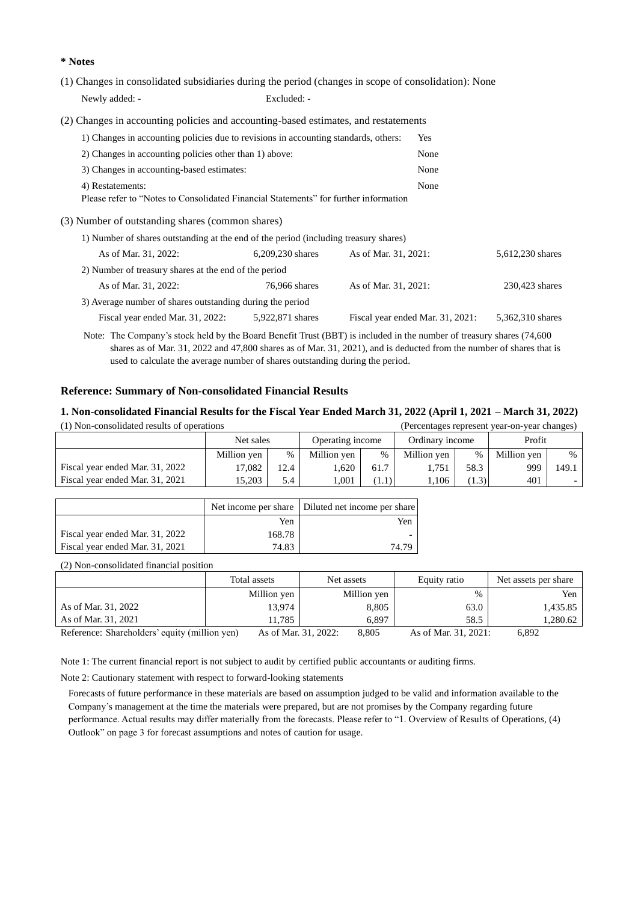**\* Notes**

(1) Changes in consolidated subsidiaries during the period (changes in scope of consolidation): None

Newly added: - Excluded: -

(2) Changes in accounting policies and accounting-based estimates, and restatements

| | |
|---|---|
| 1) Changes in accounting policies due to revisions in accounting standards, others: | Yes |
| 2) Changes in accounting policies other than 1) above: | None |
| 3) Changes in accounting-based estimates: | None |
| 4) Restatements: | None |

Please refer to "Notes to Consolidated Financial Statements" for further information

(3) Number of outstanding shares (common shares)

1) Number of shares outstanding at the end of the period (including treasury shares)

| | | | |
|---|---|---|---|
| As of Mar. 31, 2022: | 6,209,230 shares | As of Mar. 31, 2021: | 5,612,230 shares |

2) Number of treasury shares at the end of the period

| | | | |
|---|---|---|---|
| As of Mar. 31, 2022: | 76,966 shares | As of Mar. 31, 2021: | 230,423 shares |

3) Average number of shares outstanding during the period

| | | | |
|---|---|---|---|
| Fiscal year ended Mar. 31, 2022: | 5,922,871 shares | Fiscal year ended Mar. 31, 2021: | 5,362,310 shares |

Note: The Company's stock held by the Board Benefit Trust (BBT) is included in the number of treasury shares (74,600 shares as of Mar. 31, 2022 and 47,800 shares as of Mar. 31, 2021), and is deducted from the number of shares that is used to calculate the average number of shares outstanding during the period.

**Reference: Summary of Non-consolidated Financial Results**

**1. Non-consolidated Financial Results for the Fiscal Year Ended March 31, 2022 (April 1, 2021 – March 31, 2022)**

(1) Non-consolidated results of operations (Percentages represent year-on-year changes)

| | Net sales | | Operating income | | Ordinary income | | Profit | |
|---|---|---|---|---|---|---|---|---|
| | Million yen | % | Million yen | % | Million yen | % | Million yen | % |
| Fiscal year ended Mar. 31, 2022 | 17,082 | 12.4 | 1,620 | 61.7 | 1,751 | 58.3 | 999 | 149.1 |
| Fiscal year ended Mar. 31, 2021 | 15,203 | 5.4 | 1,001 | (1.1) | 1,106 | (1.3) | 401 | - |

| | Net income per share | Diluted net income per share |
|---|---|---|
| | Yen | Yen |
| Fiscal year ended Mar. 31, 2022 | 168.78 | - |
| Fiscal year ended Mar. 31, 2021 | 74.83 | 74.79 |

(2) Non-consolidated financial position

| | Total assets | Net assets | Equity ratio | Net assets per share |
|---|---|---|---|---|
| | Million yen | Million yen | % | Yen |
| As of Mar. 31, 2022 | 13,974 | 8,805 | 63.0 | 1,435.85 |
| As of Mar. 31, 2021 | 11,785 | 6,897 | 58.5 | 1,280.62 |

Reference: Shareholders' equity (million yen) As of Mar. 31, 2022: 8,805 As of Mar. 31, 2021: 6,892

Note 1: The current financial report is not subject to audit by certified public accountants or auditing firms.

Note 2: Cautionary statement with respect to forward-looking statements

Forecasts of future performance in these materials are based on assumption judged to be valid and information available to the Company's management at the time the materials were prepared, but are not promises by the Company regarding future performance. Actual results may differ materially from the forecasts. Please refer to "1. Overview of Results of Operations, (4) Outlook" on page 3 for forecast assumptions and notes of caution for usage.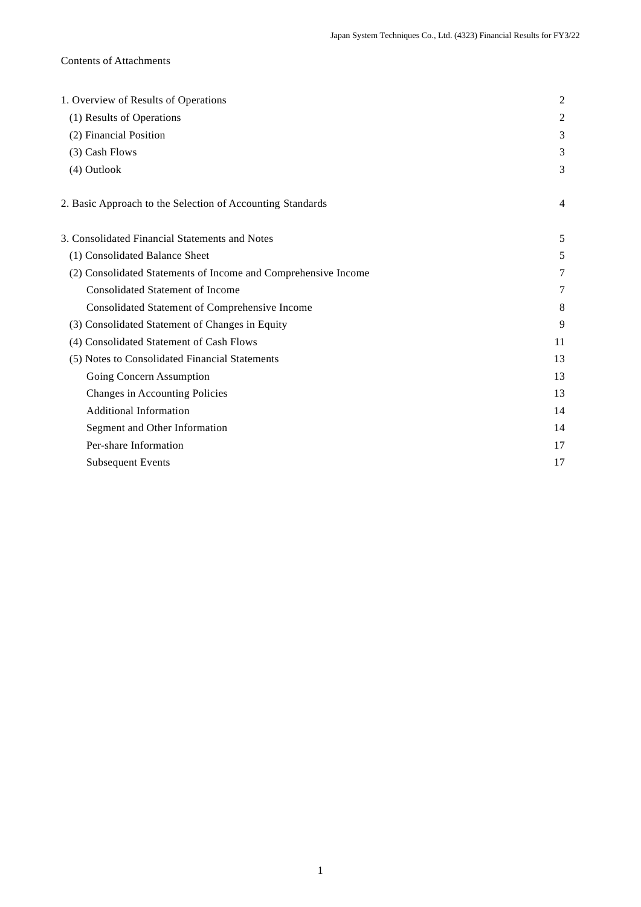Contents of Attachments

| | |
|---|---|
| 1. Overview of Results of Operations | 2 |
| (1) Results of Operations | 2 |
| (2) Financial Position | 3 |
| (3) Cash Flows | 3 |
| (4) Outlook | 3 |
| 2. Basic Approach to the Selection of Accounting Standards | 4 |
| 3. Consolidated Financial Statements and Notes | 5 |
| (1) Consolidated Balance Sheet | 5 |
| (2) Consolidated Statements of Income and Comprehensive Income | 7 |
| Consolidated Statement of Income | 7 |
| Consolidated Statement of Comprehensive Income | 8 |
| (3) Consolidated Statement of Changes in Equity | 9 |
| (4) Consolidated Statement of Cash Flows | 11 |
| (5) Notes to Consolidated Financial Statements | 13 |
| Going Concern Assumption | 13 |
| Changes in Accounting Policies | 13 |
| Additional Information | 14 |
| Segment and Other Information | 14 |
| Per-share Information | 17 |
| Subsequent Events | 17 |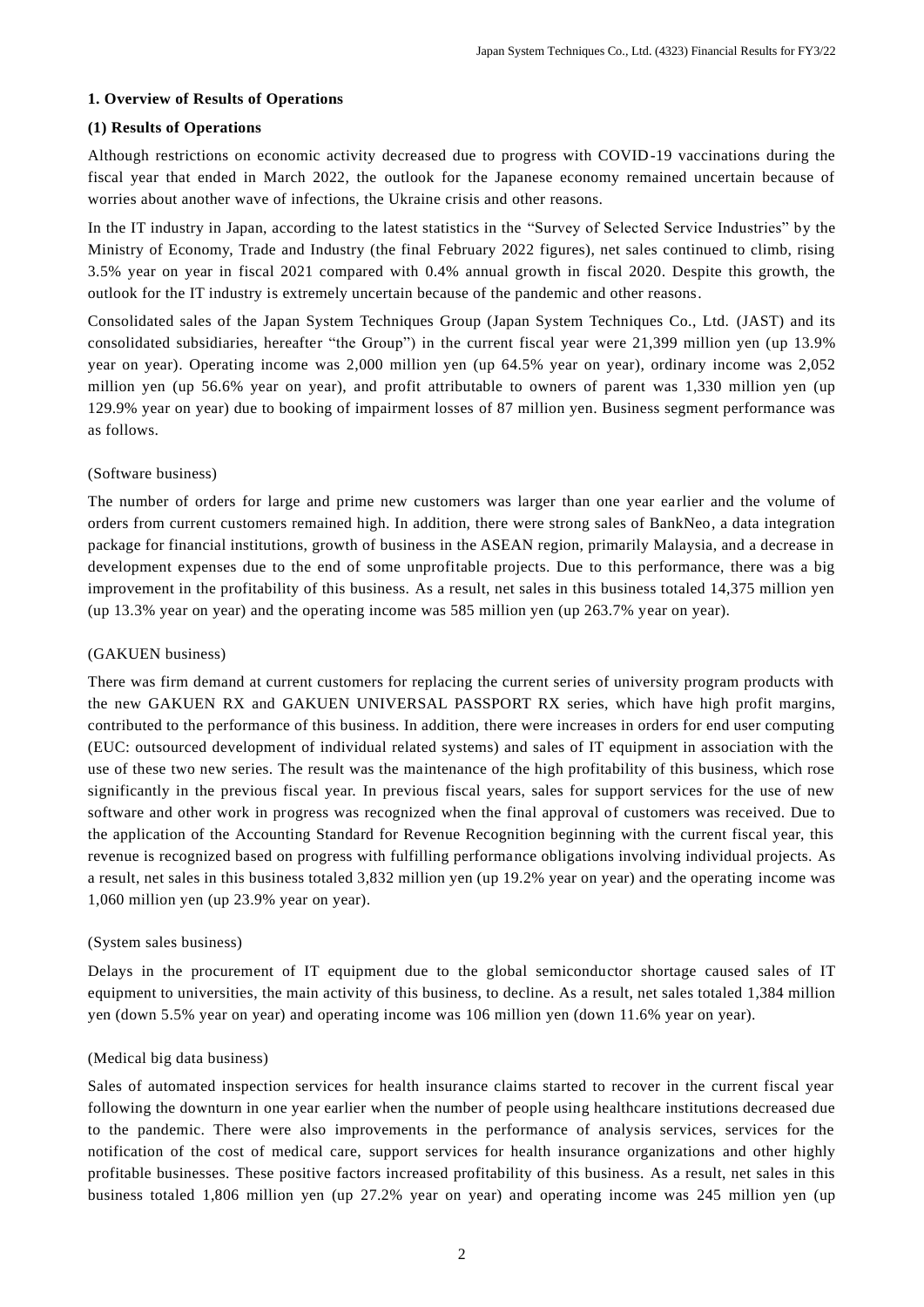## 1. Overview of Results of Operations

### (1) Results of Operations

Although restrictions on economic activity decreased due to progress with COVID-19 vaccinations during the fiscal year that ended in March 2022, the outlook for the Japanese economy remained uncertain because of worries about another wave of infections, the Ukraine crisis and other reasons.

In the IT industry in Japan, according to the latest statistics in the "Survey of Selected Service Industries" by the Ministry of Economy, Trade and Industry (the final February 2022 figures), net sales continued to climb, rising 3.5% year on year in fiscal 2021 compared with 0.4% annual growth in fiscal 2020. Despite this growth, the outlook for the IT industry is extremely uncertain because of the pandemic and other reasons.

Consolidated sales of the Japan System Techniques Group (Japan System Techniques Co., Ltd. (JAST) and its consolidated subsidiaries, hereafter "the Group") in the current fiscal year were 21,399 million yen (up 13.9% year on year). Operating income was 2,000 million yen (up 64.5% year on year), ordinary income was 2,052 million yen (up 56.6% year on year), and profit attributable to owners of parent was 1,330 million yen (up 129.9% year on year) due to booking of impairment losses of 87 million yen. Business segment performance was as follows.

(Software business)

The number of orders for large and prime new customers was larger than one year earlier and the volume of orders from current customers remained high. In addition, there were strong sales of BankNeo, a data integration package for financial institutions, growth of business in the ASEAN region, primarily Malaysia, and a decrease in development expenses due to the end of some unprofitable projects. Due to this performance, there was a big improvement in the profitability of this business. As a result, net sales in this business totaled 14,375 million yen (up 13.3% year on year) and the operating income was 585 million yen (up 263.7% year on year).

(GAKUEN business)

There was firm demand at current customers for replacing the current series of university program products with the new GAKUEN RX and GAKUEN UNIVERSAL PASSPORT RX series, which have high profit margins, contributed to the performance of this business. In addition, there were increases in orders for end user computing (EUC: outsourced development of individual related systems) and sales of IT equipment in association with the use of these two new series. The result was the maintenance of the high profitability of this business, which rose significantly in the previous fiscal year. In previous fiscal years, sales for support services for the use of new software and other work in progress was recognized when the final approval of customers was received. Due to the application of the Accounting Standard for Revenue Recognition beginning with the current fiscal year, this revenue is recognized based on progress with fulfilling performance obligations involving individual projects. As a result, net sales in this business totaled 3,832 million yen (up 19.2% year on year) and the operating income was 1,060 million yen (up 23.9% year on year).

(System sales business)

Delays in the procurement of IT equipment due to the global semiconductor shortage caused sales of IT equipment to universities, the main activity of this business, to decline. As a result, net sales totaled 1,384 million yen (down 5.5% year on year) and operating income was 106 million yen (down 11.6% year on year).

(Medical big data business)

Sales of automated inspection services for health insurance claims started to recover in the current fiscal year following the downturn in one year earlier when the number of people using healthcare institutions decreased due to the pandemic. There were also improvements in the performance of analysis services, services for the notification of the cost of medical care, support services for health insurance organizations and other highly profitable businesses. These positive factors increased profitability of this business. As a result, net sales in this business totaled 1,806 million yen (up 27.2% year on year) and operating income was 245 million yen (up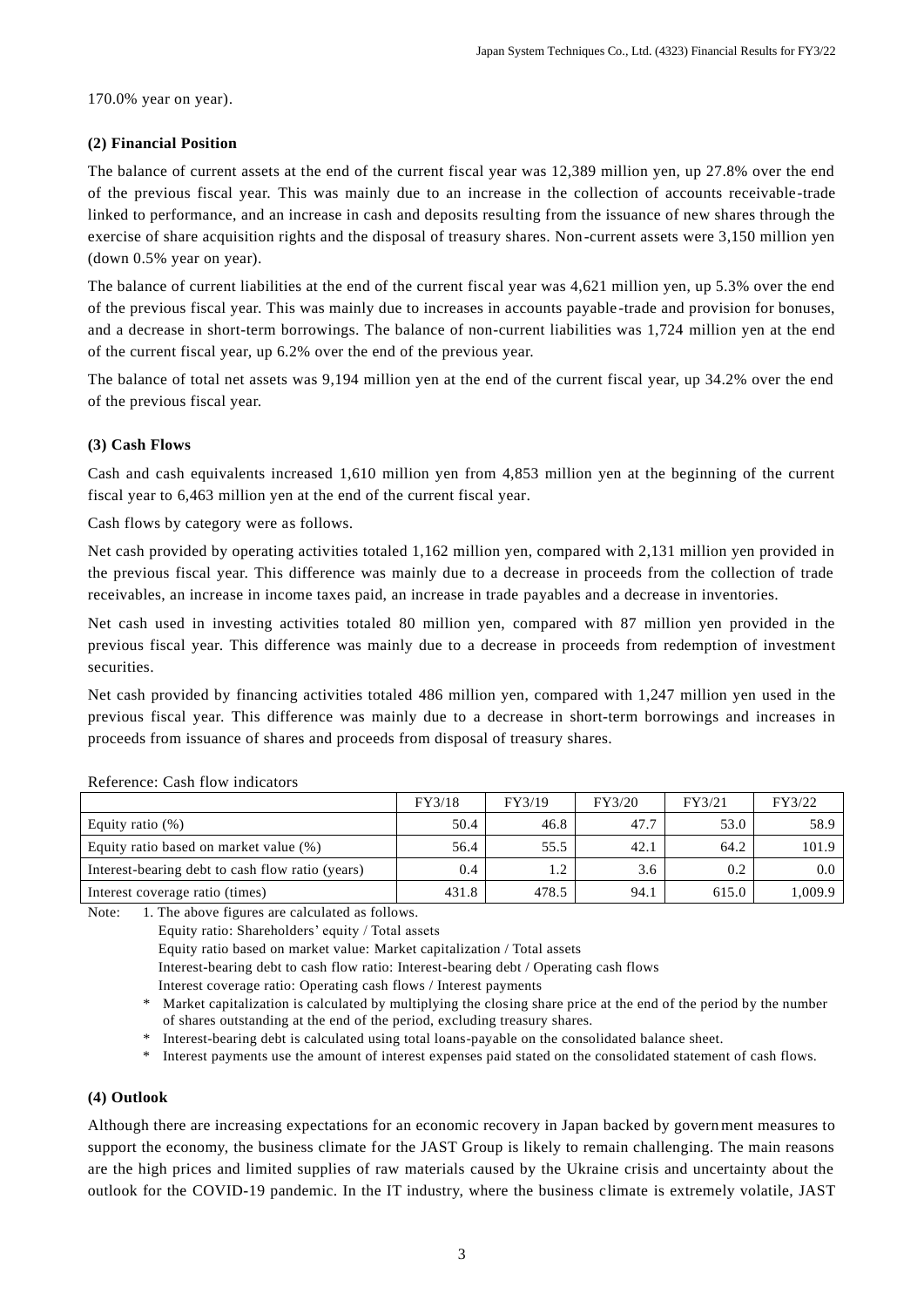170.0% year on year).

### (2) Financial Position

The balance of current assets at the end of the current fiscal year was 12,389 million yen, up 27.8% over the end of the previous fiscal year. This was mainly due to an increase in the collection of accounts receivable-trade linked to performance, and an increase in cash and deposits resulting from the issuance of new shares through the exercise of share acquisition rights and the disposal of treasury shares. Non-current assets were 3,150 million yen (down 0.5% year on year).

The balance of current liabilities at the end of the current fiscal year was 4,621 million yen, up 5.3% over the end of the previous fiscal year. This was mainly due to increases in accounts payable-trade and provision for bonuses, and a decrease in short-term borrowings. The balance of non-current liabilities was 1,724 million yen at the end of the current fiscal year, up 6.2% over the end of the previous year.

The balance of total net assets was 9,194 million yen at the end of the current fiscal year, up 34.2% over the end of the previous fiscal year.

### (3) Cash Flows

Cash and cash equivalents increased 1,610 million yen from 4,853 million yen at the beginning of the current fiscal year to 6,463 million yen at the end of the current fiscal year.

Cash flows by category were as follows.

Net cash provided by operating activities totaled 1,162 million yen, compared with 2,131 million yen provided in the previous fiscal year. This difference was mainly due to a decrease in proceeds from the collection of trade receivables, an increase in income taxes paid, an increase in trade payables and a decrease in inventories.

Net cash used in investing activities totaled 80 million yen, compared with 87 million yen provided in the previous fiscal year. This difference was mainly due to a decrease in proceeds from redemption of investment securities.

Net cash provided by financing activities totaled 486 million yen, compared with 1,247 million yen used in the previous fiscal year. This difference was mainly due to a decrease in short-term borrowings and increases in proceeds from issuance of shares and proceeds from disposal of treasury shares.

Reference: Cash flow indicators

| | FY3/18 | FY3/19 | FY3/20 | FY3/21 | FY3/22 |
|---|---|---|---|---|---|
| Equity ratio (%) | 50.4 | 46.8 | 47.7 | 53.0 | 58.9 |
| Equity ratio based on market value (%) | 56.4 | 55.5 | 42.1 | 64.2 | 101.9 |
| Interest-bearing debt to cash flow ratio (years) | 0.4 | 1.2 | 3.6 | 0.2 | 0.0 |
| Interest coverage ratio (times) | 431.8 | 478.5 | 94.1 | 615.0 | 1,009.9 |

Note: 1. The above figures are calculated as follows.

Equity ratio: Shareholders' equity / Total assets

Equity ratio based on market value: Market capitalization / Total assets

Interest-bearing debt to cash flow ratio: Interest-bearing debt / Operating cash flows

Interest coverage ratio: Operating cash flows / Interest payments

\* Market capitalization is calculated by multiplying the closing share price at the end of the period by the number of shares outstanding at the end of the period, excluding treasury shares.

\* Interest-bearing debt is calculated using total loans-payable on the consolidated balance sheet.

\* Interest payments use the amount of interest expenses paid stated on the consolidated statement of cash flows.

### (4) Outlook

Although there are increasing expectations for an economic recovery in Japan backed by government measures to support the economy, the business climate for the JAST Group is likely to remain challenging. The main reasons are the high prices and limited supplies of raw materials caused by the Ukraine crisis and uncertainty about the outlook for the COVID-19 pandemic. In the IT industry, where the business climate is extremely volatile, JAST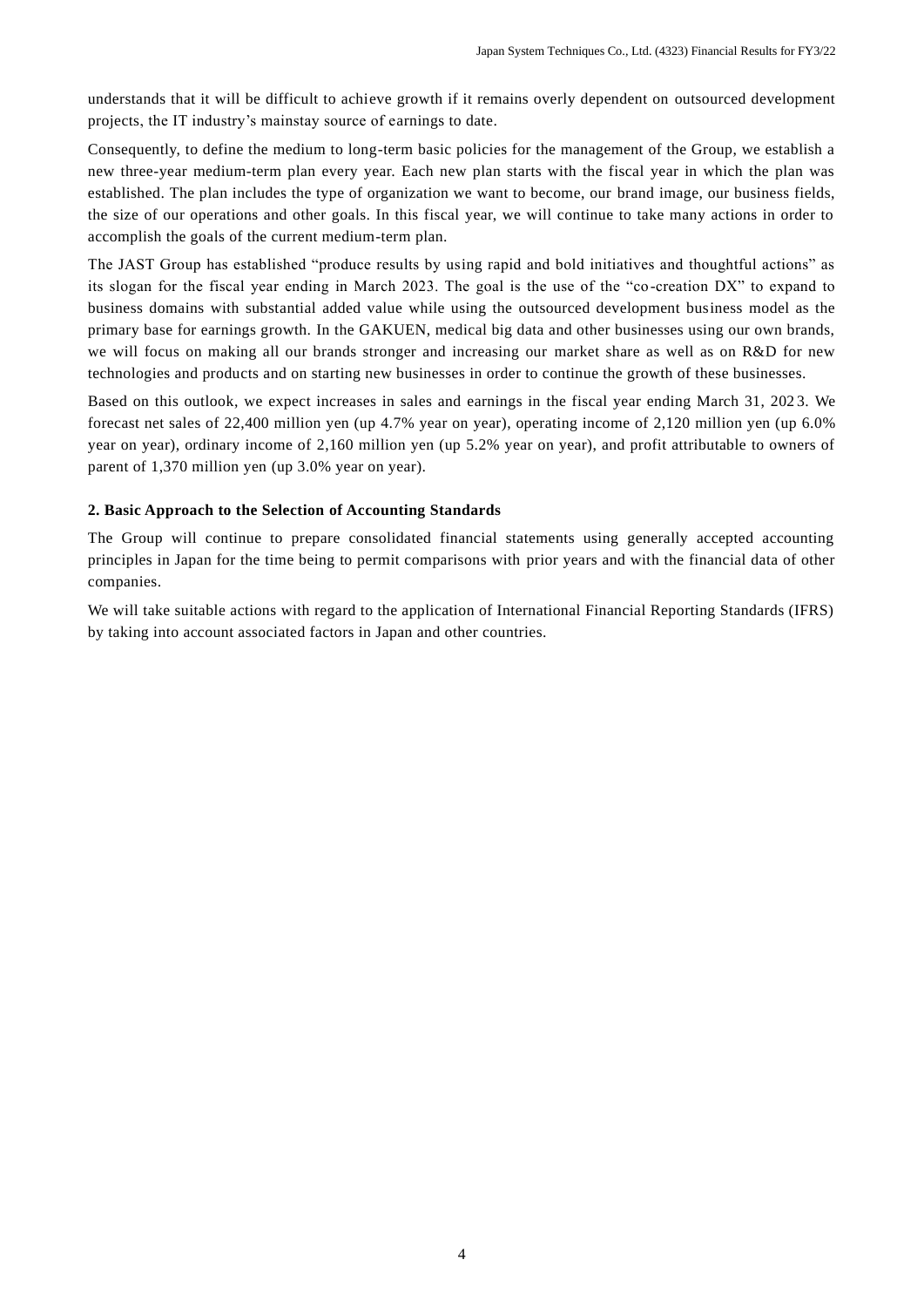understands that it will be difficult to achieve growth if it remains overly dependent on outsourced development projects, the IT industry's mainstay source of earnings to date.

Consequently, to define the medium to long-term basic policies for the management of the Group, we establish a new three-year medium-term plan every year. Each new plan starts with the fiscal year in which the plan was established. The plan includes the type of organization we want to become, our brand image, our business fields, the size of our operations and other goals. In this fiscal year, we will continue to take many actions in order to accomplish the goals of the current medium-term plan.

The JAST Group has established "produce results by using rapid and bold initiatives and thoughtful actions" as its slogan for the fiscal year ending in March 2023. The goal is the use of the "co-creation DX" to expand to business domains with substantial added value while using the outsourced development business model as the primary base for earnings growth. In the GAKUEN, medical big data and other businesses using our own brands, we will focus on making all our brands stronger and increasing our market share as well as on R&D for new technologies and products and on starting new businesses in order to continue the growth of these businesses.

Based on this outlook, we expect increases in sales and earnings in the fiscal year ending March 31, 2023. We forecast net sales of 22,400 million yen (up 4.7% year on year), operating income of 2,120 million yen (up 6.0% year on year), ordinary income of 2,160 million yen (up 5.2% year on year), and profit attributable to owners of parent of 1,370 million yen (up 3.0% year on year).

### 2. Basic Approach to the Selection of Accounting Standards

The Group will continue to prepare consolidated financial statements using generally accepted accounting principles in Japan for the time being to permit comparisons with prior years and with the financial data of other companies.

We will take suitable actions with regard to the application of International Financial Reporting Standards (IFRS) by taking into account associated factors in Japan and other countries.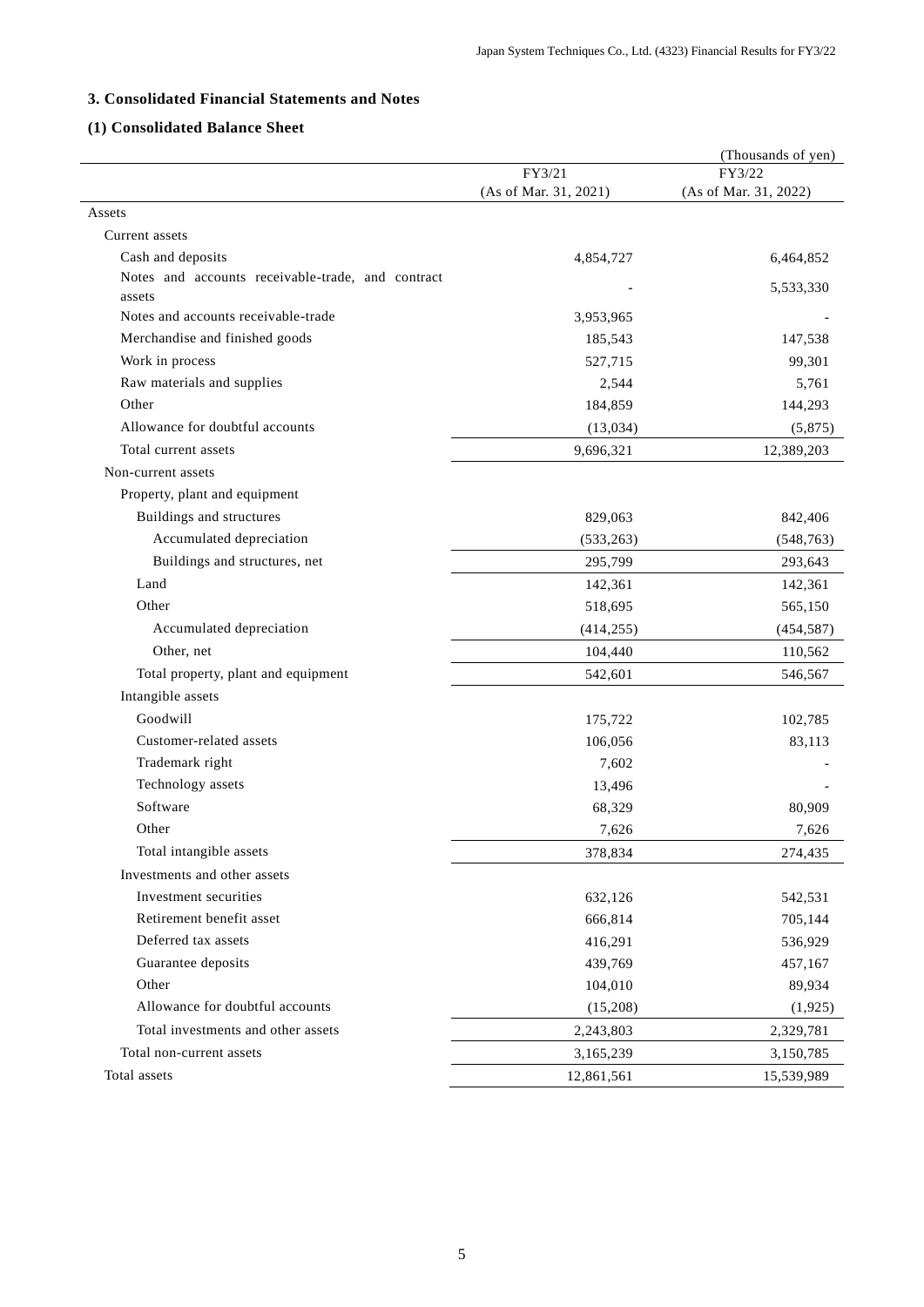## 3. Consolidated Financial Statements and Notes

### (1) Consolidated Balance Sheet

(Thousands of yen)

| | FY3/21 (As of Mar. 31, 2021) | FY3/22 (As of Mar. 31, 2022) |
|---|---|---|
| Assets | | |
| Current assets | | |
| Cash and deposits | 4,854,727 | 6,464,852 |
| Notes and accounts receivable-trade, and contract assets | - | 5,533,330 |
| Notes and accounts receivable-trade | 3,953,965 | - |
| Merchandise and finished goods | 185,543 | 147,538 |
| Work in process | 527,715 | 99,301 |
| Raw materials and supplies | 2,544 | 5,761 |
| Other | 184,859 | 144,293 |
| Allowance for doubtful accounts | (13,034) | (5,875) |
| Total current assets | 9,696,321 | 12,389,203 |
| Non-current assets | | |
| Property, plant and equipment | | |
| Buildings and structures | 829,063 | 842,406 |
| Accumulated depreciation | (533,263) | (548,763) |
| Buildings and structures, net | 295,799 | 293,643 |
| Land | 142,361 | 142,361 |
| Other | 518,695 | 565,150 |
| Accumulated depreciation | (414,255) | (454,587) |
| Other, net | 104,440 | 110,562 |
| Total property, plant and equipment | 542,601 | 546,567 |
| Intangible assets | | |
| Goodwill | 175,722 | 102,785 |
| Customer-related assets | 106,056 | 83,113 |
| Trademark right | 7,602 | - |
| Technology assets | 13,496 | - |
| Software | 68,329 | 80,909 |
| Other | 7,626 | 7,626 |
| Total intangible assets | 378,834 | 274,435 |
| Investments and other assets | | |
| Investment securities | 632,126 | 542,531 |
| Retirement benefit asset | 666,814 | 705,144 |
| Deferred tax assets | 416,291 | 536,929 |
| Guarantee deposits | 439,769 | 457,167 |
| Other | 104,010 | 89,934 |
| Allowance for doubtful accounts | (15,208) | (1,925) |
| Total investments and other assets | 2,243,803 | 2,329,781 |
| Total non-current assets | 3,165,239 | 3,150,785 |
| Total assets | 12,861,561 | 15,539,989 |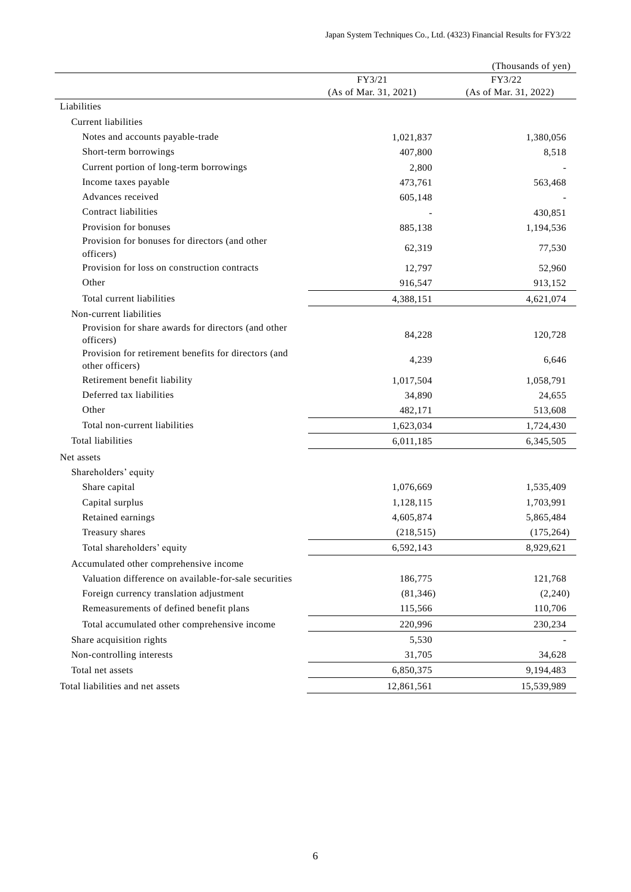(Thousands of yen)

| | FY3/21 (As of Mar. 31, 2021) | FY3/22 (As of Mar. 31, 2022) |
|---|---|---|
| Liabilities | | |
| Current liabilities | | |
| Notes and accounts payable-trade | 1,021,837 | 1,380,056 |
| Short-term borrowings | 407,800 | 8,518 |
| Current portion of long-term borrowings | 2,800 | - |
| Income taxes payable | 473,761 | 563,468 |
| Advances received | 605,148 | - |
| Contract liabilities | - | 430,851 |
| Provision for bonuses | 885,138 | 1,194,536 |
| Provision for bonuses for directors (and other officers) | 62,319 | 77,530 |
| Provision for loss on construction contracts | 12,797 | 52,960 |
| Other | 916,547 | 913,152 |
| Total current liabilities | 4,388,151 | 4,621,074 |
| Non-current liabilities | | |
| Provision for share awards for directors (and other officers) | 84,228 | 120,728 |
| Provision for retirement benefits for directors (and other officers) | 4,239 | 6,646 |
| Retirement benefit liability | 1,017,504 | 1,058,791 |
| Deferred tax liabilities | 34,890 | 24,655 |
| Other | 482,171 | 513,608 |
| Total non-current liabilities | 1,623,034 | 1,724,430 |
| Total liabilities | 6,011,185 | 6,345,505 |
| Net assets | | |
| Shareholders' equity | | |
| Share capital | 1,076,669 | 1,535,409 |
| Capital surplus | 1,128,115 | 1,703,991 |
| Retained earnings | 4,605,874 | 5,865,484 |
| Treasury shares | (218,515) | (175,264) |
| Total shareholders' equity | 6,592,143 | 8,929,621 |
| Accumulated other comprehensive income | | |
| Valuation difference on available-for-sale securities | 186,775 | 121,768 |
| Foreign currency translation adjustment | (81,346) | (2,240) |
| Remeasurements of defined benefit plans | 115,566 | 110,706 |
| Total accumulated other comprehensive income | 220,996 | 230,234 |
| Share acquisition rights | 5,530 | - |
| Non-controlling interests | 31,705 | 34,628 |
| Total net assets | 6,850,375 | 9,194,483 |
| Total liabilities and net assets | 12,861,561 | 15,539,989 |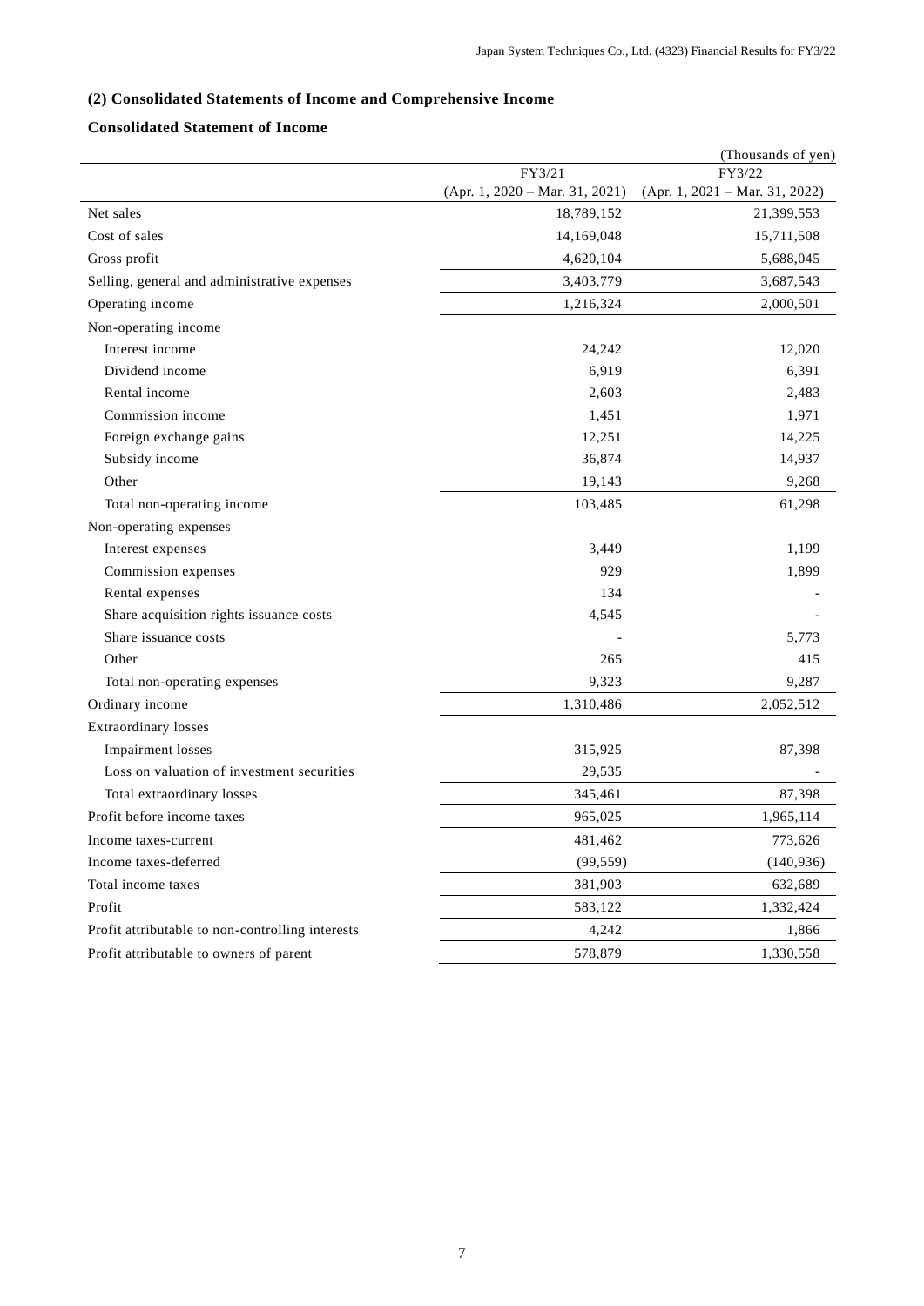### (2) Consolidated Statements of Income and Comprehensive Income

### Consolidated Statement of Income

(Thousands of yen)

| | FY3/21 (Apr. 1, 2020 – Mar. 31, 2021) | FY3/22 (Apr. 1, 2021 – Mar. 31, 2022) |
|---|---|---|
| Net sales | 18,789,152 | 21,399,553 |
| Cost of sales | 14,169,048 | 15,711,508 |
| Gross profit | 4,620,104 | 5,688,045 |
| Selling, general and administrative expenses | 3,403,779 | 3,687,543 |
| Operating income | 1,216,324 | 2,000,501 |
| Non-operating income | | |
| Interest income | 24,242 | 12,020 |
| Dividend income | 6,919 | 6,391 |
| Rental income | 2,603 | 2,483 |
| Commission income | 1,451 | 1,971 |
| Foreign exchange gains | 12,251 | 14,225 |
| Subsidy income | 36,874 | 14,937 |
| Other | 19,143 | 9,268 |
| Total non-operating income | 103,485 | 61,298 |
| Non-operating expenses | | |
| Interest expenses | 3,449 | 1,199 |
| Commission expenses | 929 | 1,899 |
| Rental expenses | 134 | - |
| Share acquisition rights issuance costs | 4,545 | - |
| Share issuance costs | - | 5,773 |
| Other | 265 | 415 |
| Total non-operating expenses | 9,323 | 9,287 |
| Ordinary income | 1,310,486 | 2,052,512 |
| Extraordinary losses | | |
| Impairment losses | 315,925 | 87,398 |
| Loss on valuation of investment securities | 29,535 | - |
| Total extraordinary losses | 345,461 | 87,398 |
| Profit before income taxes | 965,025 | 1,965,114 |
| Income taxes-current | 481,462 | 773,626 |
| Income taxes-deferred | (99,559) | (140,936) |
| Total income taxes | 381,903 | 632,689 |
| Profit | 583,122 | 1,332,424 |
| Profit attributable to non-controlling interests | 4,242 | 1,866 |
| Profit attributable to owners of parent | 578,879 | 1,330,558 |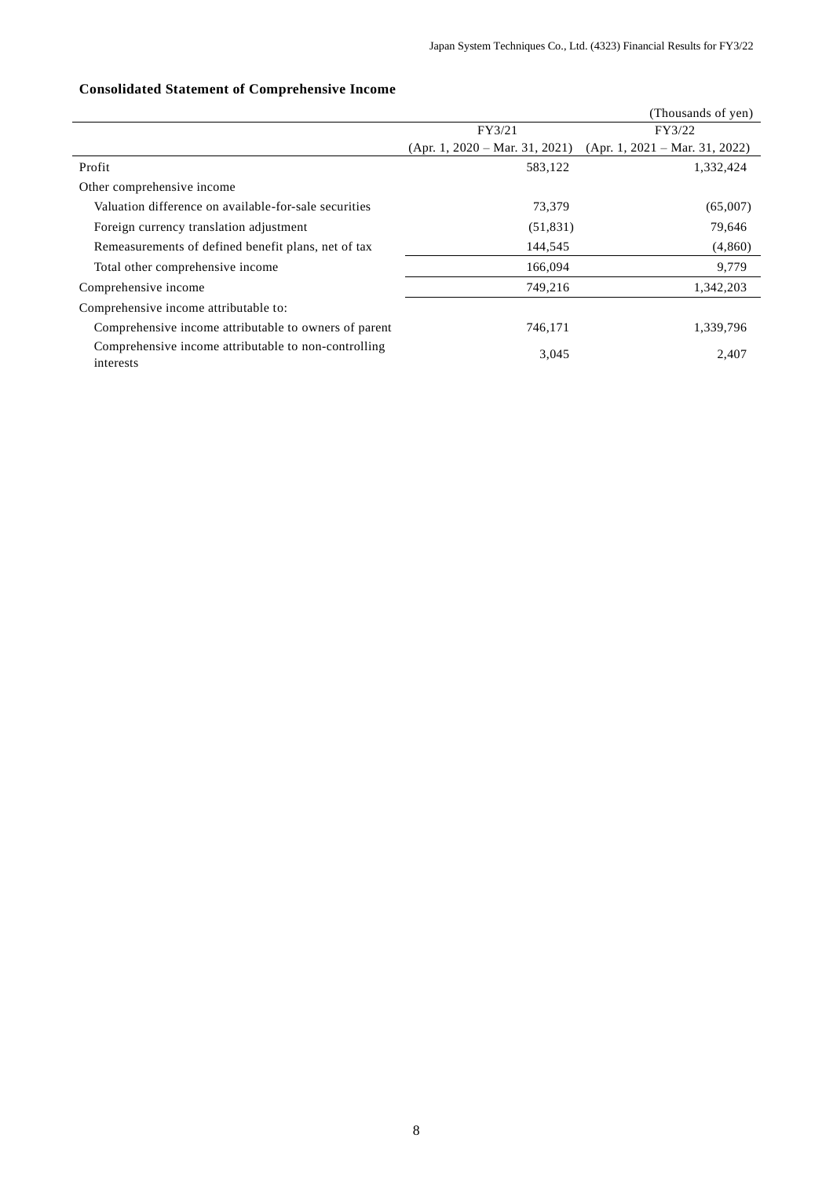### Consolidated Statement of Comprehensive Income

(Thousands of yen)

| | FY3/21 (Apr. 1, 2020 – Mar. 31, 2021) | FY3/22 (Apr. 1, 2021 – Mar. 31, 2022) |
|---|---|---|
| Profit | 583,122 | 1,332,424 |
| Other comprehensive income | | |
| Valuation difference on available-for-sale securities | 73,379 | (65,007) |
| Foreign currency translation adjustment | (51,831) | 79,646 |
| Remeasurements of defined benefit plans, net of tax | 144,545 | (4,860) |
| Total other comprehensive income | 166,094 | 9,779 |
| Comprehensive income | 749,216 | 1,342,203 |
| Comprehensive income attributable to: | | |
| Comprehensive income attributable to owners of parent | 746,171 | 1,339,796 |
| Comprehensive income attributable to non-controlling interests | 3,045 | 2,407 |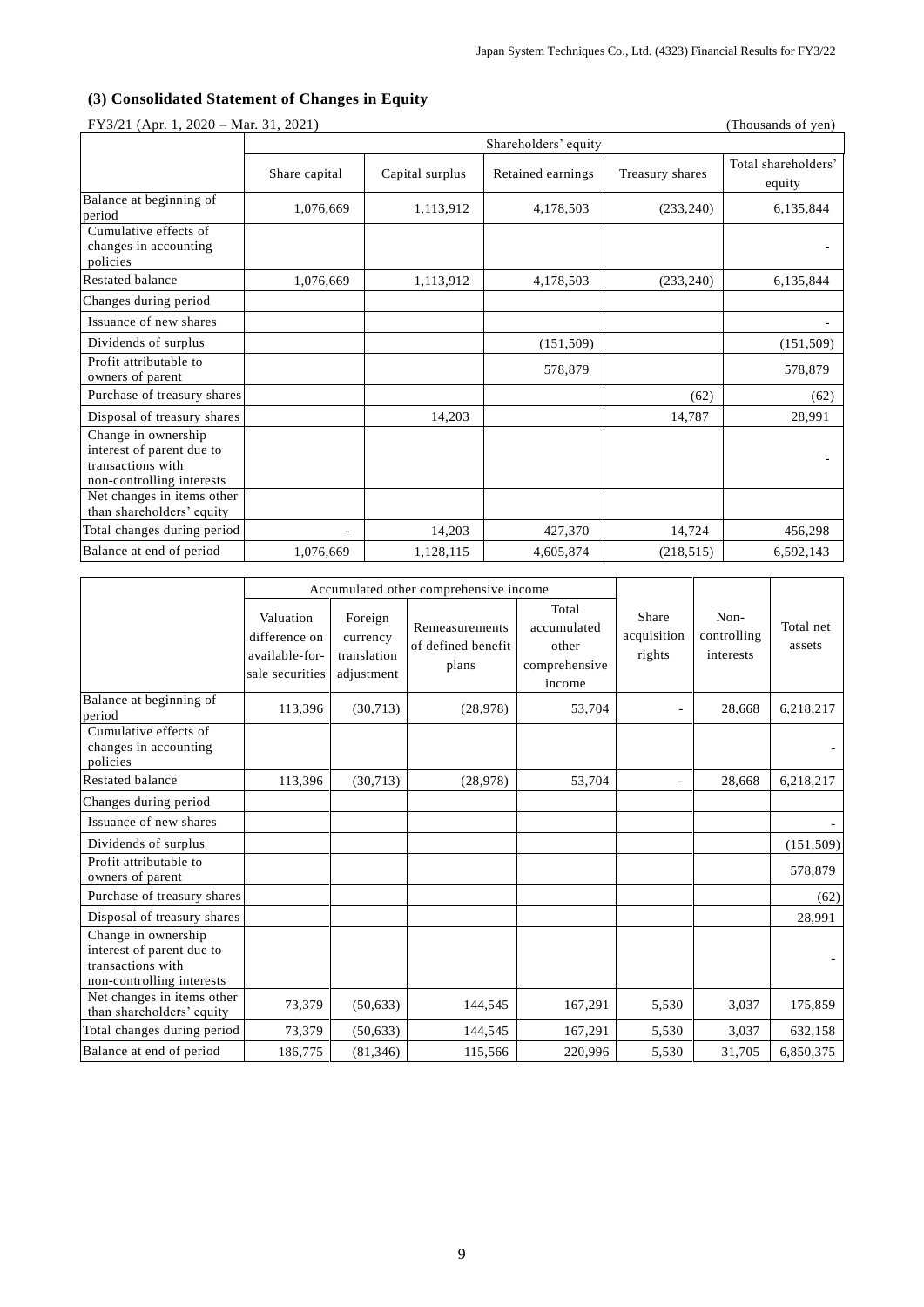### (3) Consolidated Statement of Changes in Equity

FY3/21 (Apr. 1, 2020 – Mar. 31, 2021) (Thousands of yen)

| | Shareholders' equity | | | | |
|---|---|---|---|---|---|
| | Share capital | Capital surplus | Retained earnings | Treasury shares | Total shareholders' equity |
| Balance at beginning of period | 1,076,669 | 1,113,912 | 4,178,503 | (233,240) | 6,135,844 |
| Cumulative effects of changes in accounting policies | | | | | - |
| Restated balance | 1,076,669 | 1,113,912 | 4,178,503 | (233,240) | 6,135,844 |
| Changes during period | | | | | |
| Issuance of new shares | | | | | - |
| Dividends of surplus | | | (151,509) | | (151,509) |
| Profit attributable to owners of parent | | | 578,879 | | 578,879 |
| Purchase of treasury shares | | | | (62) | (62) |
| Disposal of treasury shares | | 14,203 | | 14,787 | 28,991 |
| Change in ownership interest of parent due to transactions with non-controlling interests | | | | | - |
| Net changes in items other than shareholders' equity | | | | | |
| Total changes during period | - | 14,203 | 427,370 | 14,724 | 456,298 |
| Balance at end of period | 1,076,669 | 1,128,115 | 4,605,874 | (218,515) | 6,592,143 |

| | Accumulated other comprehensive income | | | | Share acquisition rights | Non-controlling interests | Total net assets |
|---|---|---|---|---|---|---|---|
| | Valuation difference on available-for-sale securities | Foreign currency translation adjustment | Remeasurements of defined benefit plans | Total accumulated other comprehensive income | | | |
| Balance at beginning of period | 113,396 | (30,713) | (28,978) | 53,704 | - | 28,668 | 6,218,217 |
| Cumulative effects of changes in accounting policies | | | | | | | - |
| Restated balance | 113,396 | (30,713) | (28,978) | 53,704 | - | 28,668 | 6,218,217 |
| Changes during period | | | | | | | |
| Issuance of new shares | | | | | | | - |
| Dividends of surplus | | | | | | | (151,509) |
| Profit attributable to owners of parent | | | | | | | 578,879 |
| Purchase of treasury shares | | | | | | | (62) |
| Disposal of treasury shares | | | | | | | 28,991 |
| Change in ownership interest of parent due to transactions with non-controlling interests | | | | | | | - |
| Net changes in items other than shareholders' equity | 73,379 | (50,633) | 144,545 | 167,291 | 5,530 | 3,037 | 175,859 |
| Total changes during period | 73,379 | (50,633) | 144,545 | 167,291 | 5,530 | 3,037 | 632,158 |
| Balance at end of period | 186,775 | (81,346) | 115,566 | 220,996 | 5,530 | 31,705 | 6,850,375 |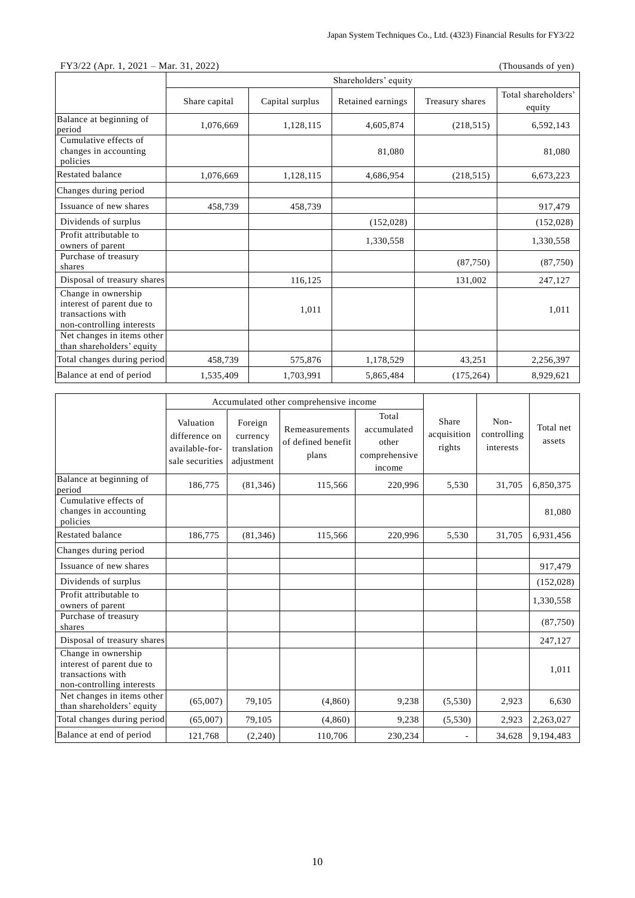FY3/22 (Apr. 1, 2021 – Mar. 31, 2022) (Thousands of yen)

| | Shareholders' equity | | | | |
|---|---|---|---|---|---|
| | Share capital | Capital surplus | Retained earnings | Treasury shares | Total shareholders' equity |
| Balance at beginning of period | 1,076,669 | 1,128,115 | 4,605,874 | (218,515) | 6,592,143 |
| Cumulative effects of changes in accounting policies | | | 81,080 | | 81,080 |
| Restated balance | 1,076,669 | 1,128,115 | 4,686,954 | (218,515) | 6,673,223 |
| Changes during period | | | | | |
| Issuance of new shares | 458,739 | 458,739 | | | 917,479 |
| Dividends of surplus | | | (152,028) | | (152,028) |
| Profit attributable to owners of parent | | | 1,330,558 | | 1,330,558 |
| Purchase of treasury shares | | | | (87,750) | (87,750) |
| Disposal of treasury shares | | 116,125 | | 131,002 | 247,127 |
| Change in ownership interest of parent due to transactions with non-controlling interests | | 1,011 | | | 1,011 |
| Net changes in items other than shareholders' equity | | | | | |
| Total changes during period | 458,739 | 575,876 | 1,178,529 | 43,251 | 2,256,397 |
| Balance at end of period | 1,535,409 | 1,703,991 | 5,865,484 | (175,264) | 8,929,621 |

| | Accumulated other comprehensive income | | | | Share acquisition rights | Non-controlling interests | Total net assets |
|---|---|---|---|---|---|---|---|
| | Valuation difference on available-for-sale securities | Foreign currency translation adjustment | Remeasurements of defined benefit plans | Total accumulated other comprehensive income | | | |
| Balance at beginning of period | 186,775 | (81,346) | 115,566 | 220,996 | 5,530 | 31,705 | 6,850,375 |
| Cumulative effects of changes in accounting policies | | | | | | | 81,080 |
| Restated balance | 186,775 | (81,346) | 115,566 | 220,996 | 5,530 | 31,705 | 6,931,456 |
| Changes during period | | | | | | | |
| Issuance of new shares | | | | | | | 917,479 |
| Dividends of surplus | | | | | | | (152,028) |
| Profit attributable to owners of parent | | | | | | | 1,330,558 |
| Purchase of treasury shares | | | | | | | (87,750) |
| Disposal of treasury shares | | | | | | | 247,127 |
| Change in ownership interest of parent due to transactions with non-controlling interests | | | | | | | 1,011 |
| Net changes in items other than shareholders' equity | (65,007) | 79,105 | (4,860) | 9,238 | (5,530) | 2,923 | 6,630 |
| Total changes during period | (65,007) | 79,105 | (4,860) | 9,238 | (5,530) | 2,923 | 2,263,027 |
| Balance at end of period | 121,768 | (2,240) | 110,706 | 230,234 | - | 34,628 | 9,194,483 |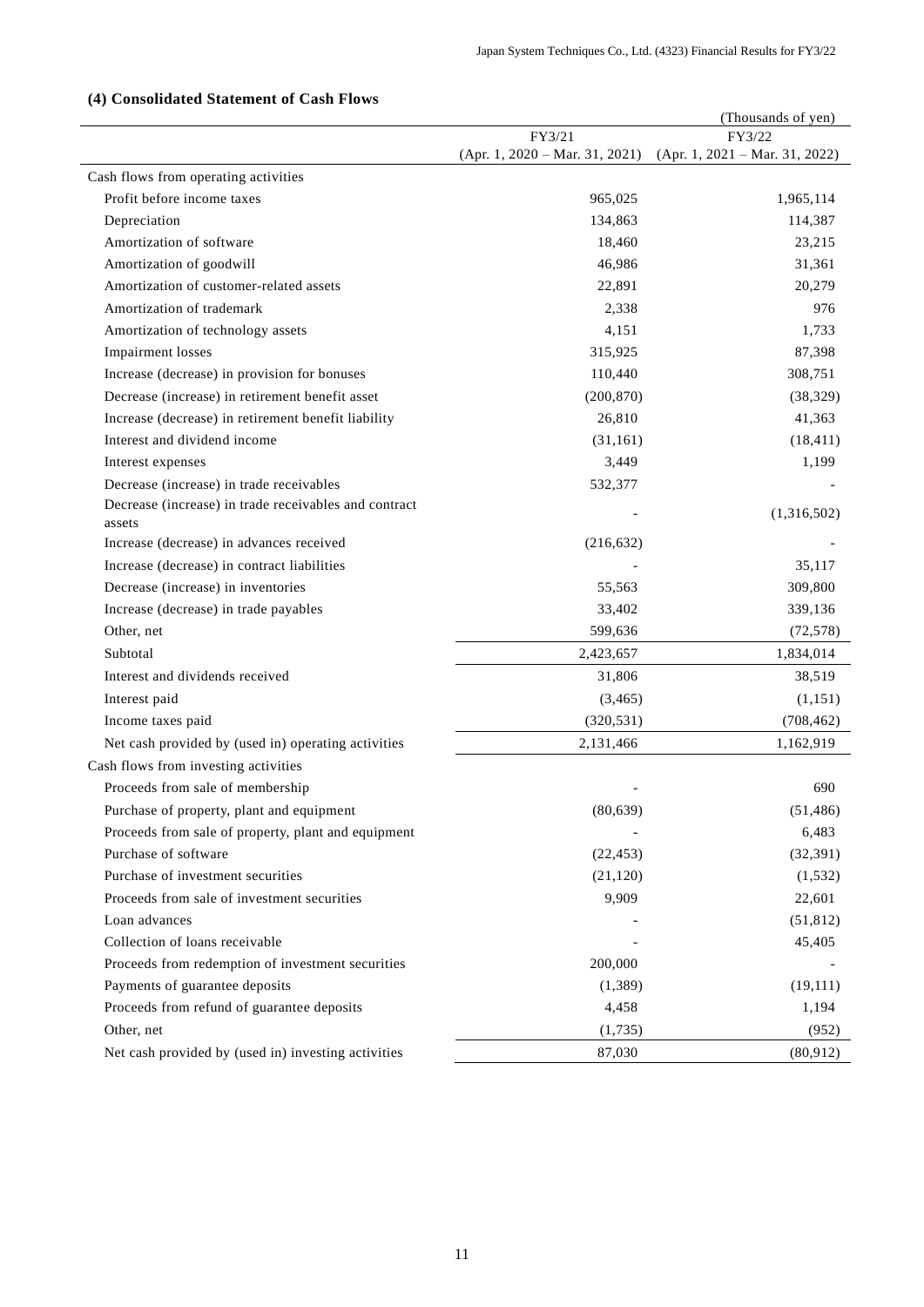### (4) Consolidated Statement of Cash Flows

(Thousands of yen)

| | FY3/21 (Apr. 1, 2020 – Mar. 31, 2021) | FY3/22 (Apr. 1, 2021 – Mar. 31, 2022) |
|---|---|---|
| Cash flows from operating activities | | |
| Profit before income taxes | 965,025 | 1,965,114 |
| Depreciation | 134,863 | 114,387 |
| Amortization of software | 18,460 | 23,215 |
| Amortization of goodwill | 46,986 | 31,361 |
| Amortization of customer-related assets | 22,891 | 20,279 |
| Amortization of trademark | 2,338 | 976 |
| Amortization of technology assets | 4,151 | 1,733 |
| Impairment losses | 315,925 | 87,398 |
| Increase (decrease) in provision for bonuses | 110,440 | 308,751 |
| Decrease (increase) in retirement benefit asset | (200,870) | (38,329) |
| Increase (decrease) in retirement benefit liability | 26,810 | 41,363 |
| Interest and dividend income | (31,161) | (18,411) |
| Interest expenses | 3,449 | 1,199 |
| Decrease (increase) in trade receivables | 532,377 | - |
| Decrease (increase) in trade receivables and contract assets | - | (1,316,502) |
| Increase (decrease) in advances received | (216,632) | - |
| Increase (decrease) in contract liabilities | - | 35,117 |
| Decrease (increase) in inventories | 55,563 | 309,800 |
| Increase (decrease) in trade payables | 33,402 | 339,136 |
| Other, net | 599,636 | (72,578) |
| Subtotal | 2,423,657 | 1,834,014 |
| Interest and dividends received | 31,806 | 38,519 |
| Interest paid | (3,465) | (1,151) |
| Income taxes paid | (320,531) | (708,462) |
| Net cash provided by (used in) operating activities | 2,131,466 | 1,162,919 |
| Cash flows from investing activities | | |
| Proceeds from sale of membership | - | 690 |
| Purchase of property, plant and equipment | (80,639) | (51,486) |
| Proceeds from sale of property, plant and equipment | - | 6,483 |
| Purchase of software | (22,453) | (32,391) |
| Purchase of investment securities | (21,120) | (1,532) |
| Proceeds from sale of investment securities | 9,909 | 22,601 |
| Loan advances | - | (51,812) |
| Collection of loans receivable | - | 45,405 |
| Proceeds from redemption of investment securities | 200,000 | - |
| Payments of guarantee deposits | (1,389) | (19,111) |
| Proceeds from refund of guarantee deposits | 4,458 | 1,194 |
| Other, net | (1,735) | (952) |
| Net cash provided by (used in) investing activities | 87,030 | (80,912) |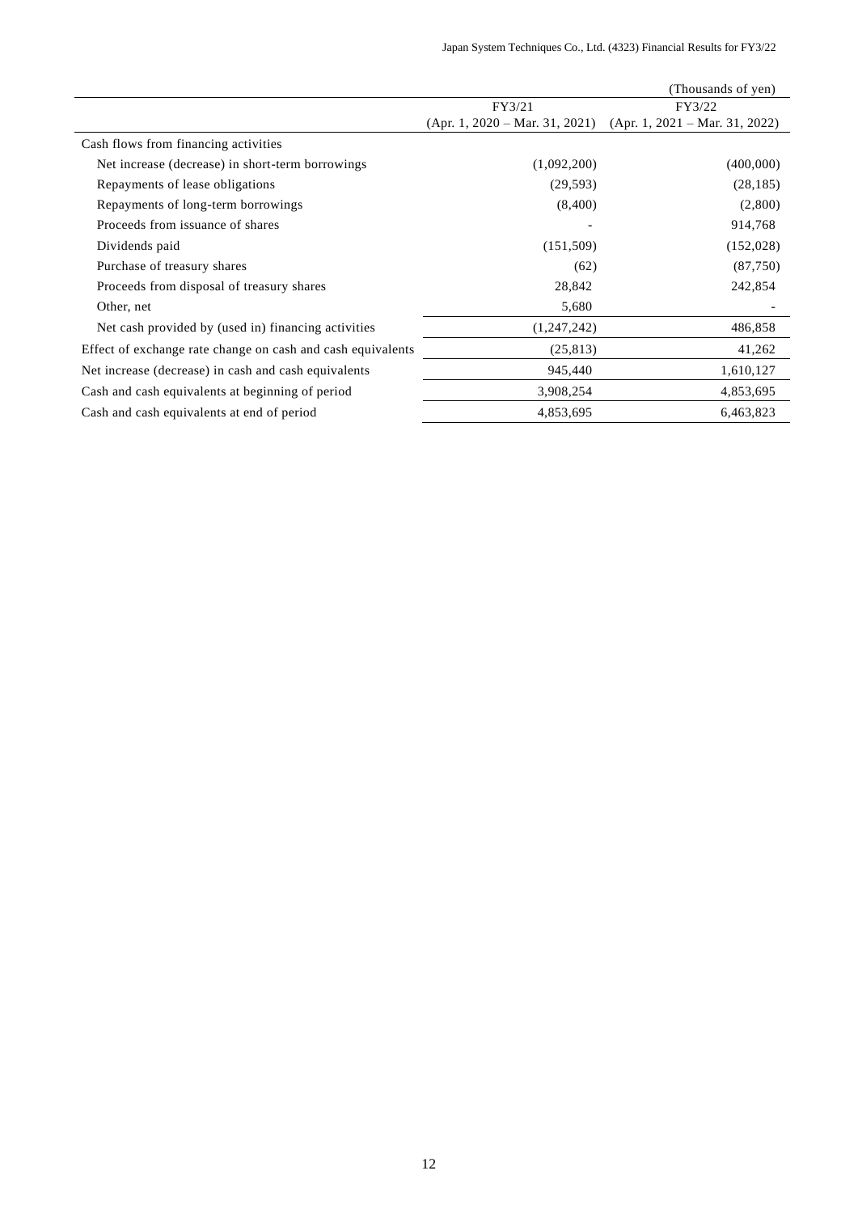(Thousands of yen)

| | FY3/21 (Apr. 1, 2020 – Mar. 31, 2021) | FY3/22 (Apr. 1, 2021 – Mar. 31, 2022) |
|---|---|---|
| Cash flows from financing activities | | |
| Net increase (decrease) in short-term borrowings | (1,092,200) | (400,000) |
| Repayments of lease obligations | (29,593) | (28,185) |
| Repayments of long-term borrowings | (8,400) | (2,800) |
| Proceeds from issuance of shares | - | 914,768 |
| Dividends paid | (151,509) | (152,028) |
| Purchase of treasury shares | (62) | (87,750) |
| Proceeds from disposal of treasury shares | 28,842 | 242,854 |
| Other, net | 5,680 | - |
| Net cash provided by (used in) financing activities | (1,247,242) | 486,858 |
| Effect of exchange rate change on cash and cash equivalents | (25,813) | 41,262 |
| Net increase (decrease) in cash and cash equivalents | 945,440 | 1,610,127 |
| Cash and cash equivalents at beginning of period | 3,908,254 | 4,853,695 |
| Cash and cash equivalents at end of period | 4,853,695 | 6,463,823 |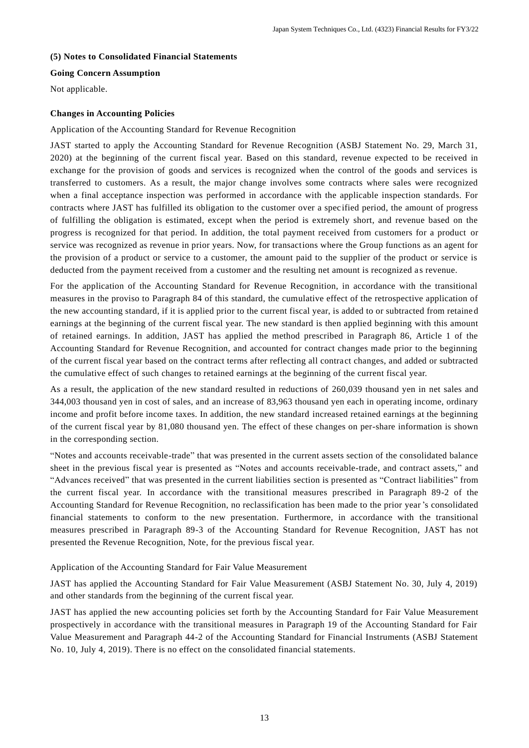### (5) Notes to Consolidated Financial Statements

#### Going Concern Assumption

Not applicable.

#### Changes in Accounting Policies

Application of the Accounting Standard for Revenue Recognition

JAST started to apply the Accounting Standard for Revenue Recognition (ASBJ Statement No. 29, March 31, 2020) at the beginning of the current fiscal year. Based on this standard, revenue expected to be received in exchange for the provision of goods and services is recognized when the control of the goods and services is transferred to customers. As a result, the major change involves some contracts where sales were recognized when a final acceptance inspection was performed in accordance with the applicable inspection standards. For contracts where JAST has fulfilled its obligation to the customer over a specified period, the amount of progress of fulfilling the obligation is estimated, except when the period is extremely short, and revenue based on the progress is recognized for that period. In addition, the total payment received from customers for a product or service was recognized as revenue in prior years. Now, for transactions where the Group functions as an agent for the provision of a product or service to a customer, the amount paid to the supplier of the product or service is deducted from the payment received from a customer and the resulting net amount is recognized as revenue.

For the application of the Accounting Standard for Revenue Recognition, in accordance with the transitional measures in the proviso to Paragraph 84 of this standard, the cumulative effect of the retrospective application of the new accounting standard, if it is applied prior to the current fiscal year, is added to or subtracted from retained earnings at the beginning of the current fiscal year. The new standard is then applied beginning with this amount of retained earnings. In addition, JAST has applied the method prescribed in Paragraph 86, Article 1 of the Accounting Standard for Revenue Recognition, and accounted for contract changes made prior to the beginning of the current fiscal year based on the contract terms after reflecting all contract changes, and added or subtracted the cumulative effect of such changes to retained earnings at the beginning of the current fiscal year.

As a result, the application of the new standard resulted in reductions of 260,039 thousand yen in net sales and 344,003 thousand yen in cost of sales, and an increase of 83,963 thousand yen each in operating income, ordinary income and profit before income taxes. In addition, the new standard increased retained earnings at the beginning of the current fiscal year by 81,080 thousand yen. The effect of these changes on per-share information is shown in the corresponding section.

"Notes and accounts receivable-trade" that was presented in the current assets section of the consolidated balance sheet in the previous fiscal year is presented as "Notes and accounts receivable-trade, and contract assets," and "Advances received" that was presented in the current liabilities section is presented as "Contract liabilities" from the current fiscal year. In accordance with the transitional measures prescribed in Paragraph 89-2 of the Accounting Standard for Revenue Recognition, no reclassification has been made to the prior year's consolidated financial statements to conform to the new presentation. Furthermore, in accordance with the transitional measures prescribed in Paragraph 89-3 of the Accounting Standard for Revenue Recognition, JAST has not presented the Revenue Recognition, Note, for the previous fiscal year.

Application of the Accounting Standard for Fair Value Measurement

JAST has applied the Accounting Standard for Fair Value Measurement (ASBJ Statement No. 30, July 4, 2019) and other standards from the beginning of the current fiscal year.

JAST has applied the new accounting policies set forth by the Accounting Standard for Fair Value Measurement prospectively in accordance with the transitional measures in Paragraph 19 of the Accounting Standard for Fair Value Measurement and Paragraph 44-2 of the Accounting Standard for Financial Instruments (ASBJ Statement No. 10, July 4, 2019). There is no effect on the consolidated financial statements.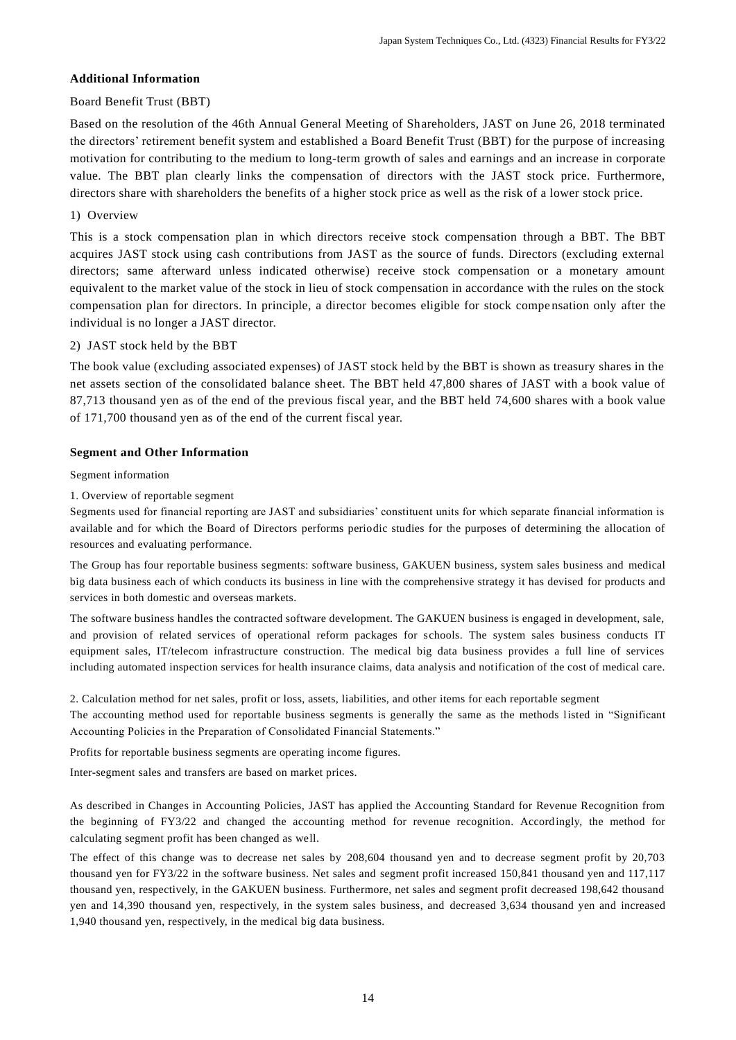## Additional Information

Board Benefit Trust (BBT)

Based on the resolution of the 46th Annual General Meeting of Shareholders, JAST on June 26, 2018 terminated the directors' retirement benefit system and established a Board Benefit Trust (BBT) for the purpose of increasing motivation for contributing to the medium to long-term growth of sales and earnings and an increase in corporate value. The BBT plan clearly links the compensation of directors with the JAST stock price. Furthermore, directors share with shareholders the benefits of a higher stock price as well as the risk of a lower stock price.

1) Overview

This is a stock compensation plan in which directors receive stock compensation through a BBT. The BBT acquires JAST stock using cash contributions from JAST as the source of funds. Directors (excluding external directors; same afterward unless indicated otherwise) receive stock compensation or a monetary amount equivalent to the market value of the stock in lieu of stock compensation in accordance with the rules on the stock compensation plan for directors. In principle, a director becomes eligible for stock compensation only after the individual is no longer a JAST director.

2) JAST stock held by the BBT

The book value (excluding associated expenses) of JAST stock held by the BBT is shown as treasury shares in the net assets section of the consolidated balance sheet. The BBT held 47,800 shares of JAST with a book value of 87,713 thousand yen as of the end of the previous fiscal year, and the BBT held 74,600 shares with a book value of 171,700 thousand yen as of the end of the current fiscal year.

## Segment and Other Information

Segment information

1. Overview of reportable segment

Segments used for financial reporting are JAST and subsidiaries' constituent units for which separate financial information is available and for which the Board of Directors performs periodic studies for the purposes of determining the allocation of resources and evaluating performance.

The Group has four reportable business segments: software business, GAKUEN business, system sales business and medical big data business each of which conducts its business in line with the comprehensive strategy it has devised for products and services in both domestic and overseas markets.

The software business handles the contracted software development. The GAKUEN business is engaged in development, sale, and provision of related services of operational reform packages for schools. The system sales business conducts IT equipment sales, IT/telecom infrastructure construction. The medical big data business provides a full line of services including automated inspection services for health insurance claims, data analysis and notification of the cost of medical care.

2. Calculation method for net sales, profit or loss, assets, liabilities, and other items for each reportable segment

The accounting method used for reportable business segments is generally the same as the methods listed in "Significant Accounting Policies in the Preparation of Consolidated Financial Statements."

Profits for reportable business segments are operating income figures.

Inter-segment sales and transfers are based on market prices.

As described in Changes in Accounting Policies, JAST has applied the Accounting Standard for Revenue Recognition from the beginning of FY3/22 and changed the accounting method for revenue recognition. Accordingly, the method for calculating segment profit has been changed as well.

The effect of this change was to decrease net sales by 208,604 thousand yen and to decrease segment profit by 20,703 thousand yen for FY3/22 in the software business. Net sales and segment profit increased 150,841 thousand yen and 117,117 thousand yen, respectively, in the GAKUEN business. Furthermore, net sales and segment profit decreased 198,642 thousand yen and 14,390 thousand yen, respectively, in the system sales business, and decreased 3,634 thousand yen and increased 1,940 thousand yen, respectively, in the medical big data business.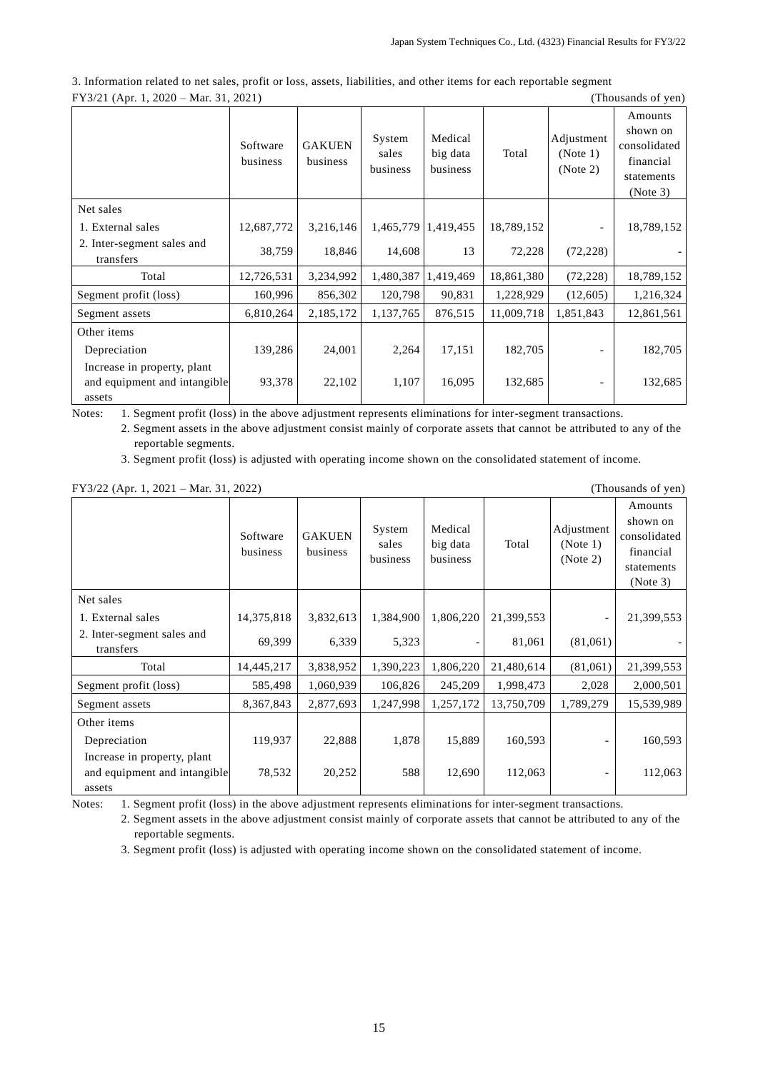3. Information related to net sales, profit or loss, assets, liabilities, and other items for each reportable segment

FY3/21 (Apr. 1, 2020 – Mar. 31, 2021) (Thousands of yen)

| | Software business | GAKUEN business | System sales business | Medical big data business | Total | Adjustment (Note 1) (Note 2) | Amounts shown on consolidated financial statements (Note 3) |
|---|---|---|---|---|---|---|---|
| Net sales | | | | | | | |
| 1. External sales | 12,687,772 | 3,216,146 | 1,465,779 | 1,419,455 | 18,789,152 | - | 18,789,152 |
| 2. Inter-segment sales and transfers | 38,759 | 18,846 | 14,608 | 13 | 72,228 | (72,228) | - |
| Total | 12,726,531 | 3,234,992 | 1,480,387 | 1,419,469 | 18,861,380 | (72,228) | 18,789,152 |
| Segment profit (loss) | 160,996 | 856,302 | 120,798 | 90,831 | 1,228,929 | (12,605) | 1,216,324 |
| Segment assets | 6,810,264 | 2,185,172 | 1,137,765 | 876,515 | 11,009,718 | 1,851,843 | 12,861,561 |
| Other items | | | | | | | |
| Depreciation | 139,286 | 24,001 | 2,264 | 17,151 | 182,705 | - | 182,705 |
| Increase in property, plant and equipment and intangible assets | 93,378 | 22,102 | 1,107 | 16,095 | 132,685 | - | 132,685 |

Notes:
1. Segment profit (loss) in the above adjustment represents eliminations for inter-segment transactions.
2. Segment assets in the above adjustment consist mainly of corporate assets that cannot be attributed to any of the reportable segments.
3. Segment profit (loss) is adjusted with operating income shown on the consolidated statement of income.

FY3/22 (Apr. 1, 2021 – Mar. 31, 2022) (Thousands of yen)

| | Software business | GAKUEN business | System sales business | Medical big data business | Total | Adjustment (Note 1) (Note 2) | Amounts shown on consolidated financial statements (Note 3) |
|---|---|---|---|---|---|---|---|
| Net sales | | | | | | | |
| 1. External sales | 14,375,818 | 3,832,613 | 1,384,900 | 1,806,220 | 21,399,553 | - | 21,399,553 |
| 2. Inter-segment sales and transfers | 69,399 | 6,339 | 5,323 | - | 81,061 | (81,061) | - |
| Total | 14,445,217 | 3,838,952 | 1,390,223 | 1,806,220 | 21,480,614 | (81,061) | 21,399,553 |
| Segment profit (loss) | 585,498 | 1,060,939 | 106,826 | 245,209 | 1,998,473 | 2,028 | 2,000,501 |
| Segment assets | 8,367,843 | 2,877,693 | 1,247,998 | 1,257,172 | 13,750,709 | 1,789,279 | 15,539,989 |
| Other items | | | | | | | |
| Depreciation | 119,937 | 22,888 | 1,878 | 15,889 | 160,593 | - | 160,593 |
| Increase in property, plant and equipment and intangible assets | 78,532 | 20,252 | 588 | 12,690 | 112,063 | - | 112,063 |

Notes:
1. Segment profit (loss) in the above adjustment represents eliminations for inter-segment transactions.
2. Segment assets in the above adjustment consist mainly of corporate assets that cannot be attributed to any of the reportable segments.
3. Segment profit (loss) is adjusted with operating income shown on the consolidated statement of income.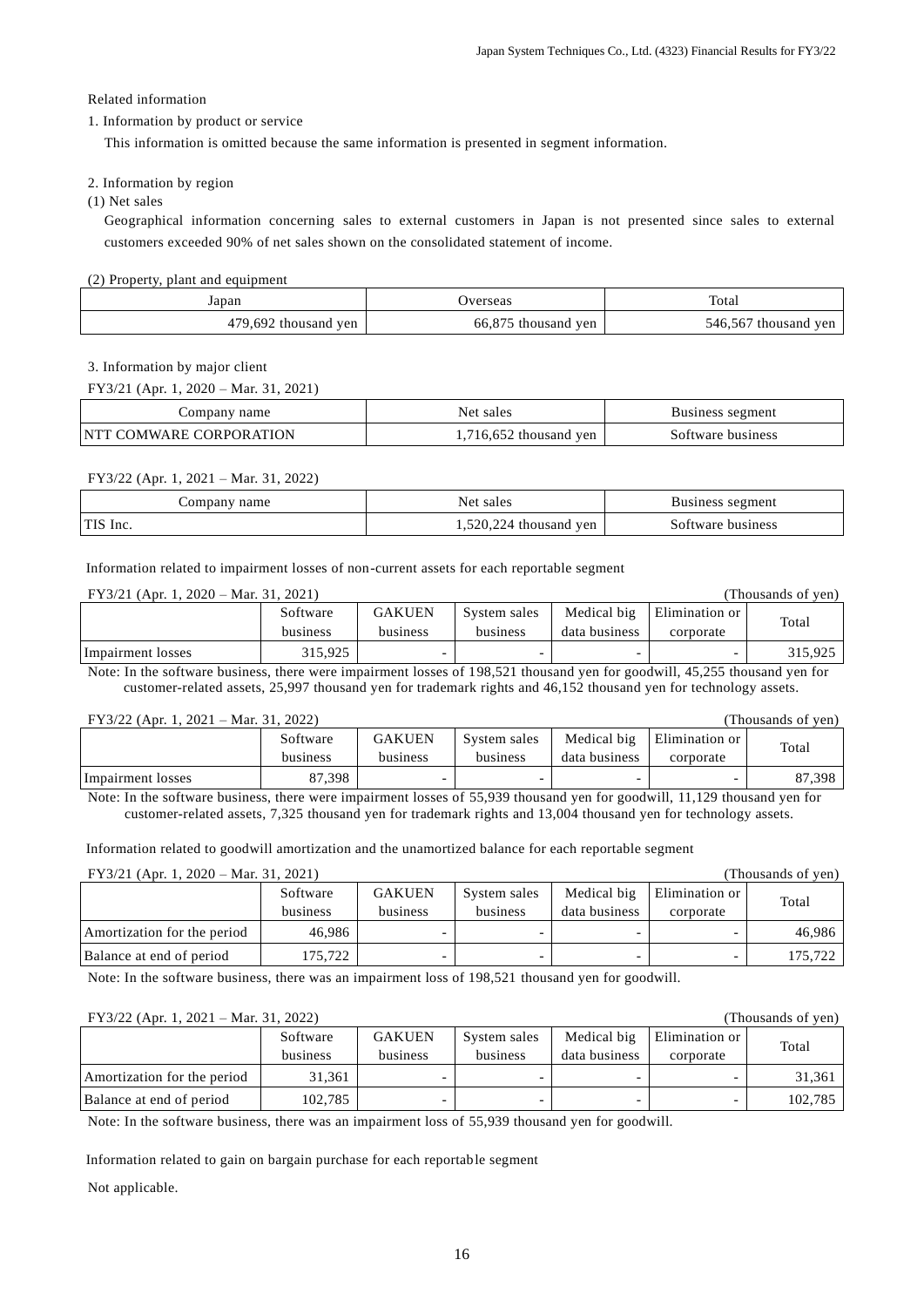Related information

1. Information by product or service

This information is omitted because the same information is presented in segment information.

2. Information by region

(1) Net sales

Geographical information concerning sales to external customers in Japan is not presented since sales to external customers exceeded 90% of net sales shown on the consolidated statement of income.

(2) Property, plant and equipment

| Japan | Overseas | Total |
|---|---|---|
| 479,692 thousand yen | 66,875 thousand yen | 546,567 thousand yen |

3. Information by major client

FY3/21 (Apr. 1, 2020 – Mar. 31, 2021)

| Company name | Net sales | Business segment |
|---|---|---|
| NTT COMWARE CORPORATION | 1,716,652 thousand yen | Software business |

FY3/22 (Apr. 1, 2021 – Mar. 31, 2022)

| Company name | Net sales | Business segment |
|---|---|---|
| TIS Inc. | 1,520,224 thousand yen | Software business |

Information related to impairment losses of non-current assets for each reportable segment

FY3/21 (Apr. 1, 2020 – Mar. 31, 2021) (Thousands of yen)

| | Software business | GAKUEN business | System sales business | Medical big data business | Elimination or corporate | Total |
|---|---|---|---|---|---|---|
| Impairment losses | 315,925 | - | - | - | - | 315,925 |

Note: In the software business, there were impairment losses of 198,521 thousand yen for goodwill, 45,255 thousand yen for customer-related assets, 25,997 thousand yen for trademark rights and 46,152 thousand yen for technology assets.

FY3/22 (Apr. 1, 2021 – Mar. 31, 2022) (Thousands of yen)

| | Software business | GAKUEN business | System sales business | Medical big data business | Elimination or corporate | Total |
|---|---|---|---|---|---|---|
| Impairment losses | 87,398 | - | - | - | - | 87,398 |

Note: In the software business, there were impairment losses of 55,939 thousand yen for goodwill, 11,129 thousand yen for customer-related assets, 7,325 thousand yen for trademark rights and 13,004 thousand yen for technology assets.

Information related to goodwill amortization and the unamortized balance for each reportable segment

FY3/21 (Apr. 1, 2020 – Mar. 31, 2021) (Thousands of yen)

| | Software business | GAKUEN business | System sales business | Medical big data business | Elimination or corporate | Total |
|---|---|---|---|---|---|---|
| Amortization for the period | 46,986 | - | - | - | - | 46,986 |
| Balance at end of period | 175,722 | - | - | - | - | 175,722 |

Note: In the software business, there was an impairment loss of 198,521 thousand yen for goodwill.

FY3/22 (Apr. 1, 2021 – Mar. 31, 2022) (Thousands of yen)

| | Software business | GAKUEN business | System sales business | Medical big data business | Elimination or corporate | Total |
|---|---|---|---|---|---|---|
| Amortization for the period | 31,361 | - | - | - | - | 31,361 |
| Balance at end of period | 102,785 | - | - | - | - | 102,785 |

Note: In the software business, there was an impairment loss of 55,939 thousand yen for goodwill.

Information related to gain on bargain purchase for each reportable segment

Not applicable.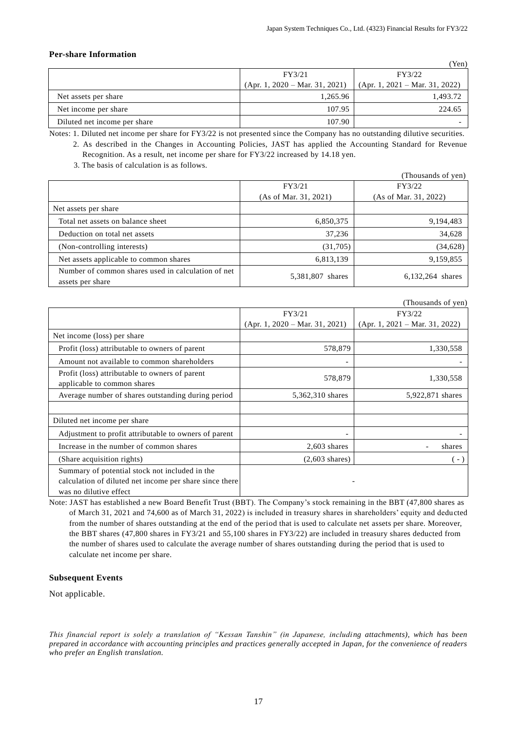### Per-share Information

(Yen)

| | FY3/21<br>(Apr. 1, 2020 – Mar. 31, 2021) | FY3/22<br>(Apr. 1, 2021 – Mar. 31, 2022) |
|---|---|---|
| Net assets per share | 1,265.96 | 1,493.72 |
| Net income per share | 107.95 | 224.65 |
| Diluted net income per share | 107.90 | - |

Notes: 1. Diluted net income per share for FY3/22 is not presented since the Company has no outstanding dilutive securities.

2. As described in the Changes in Accounting Policies, JAST has applied the Accounting Standard for Revenue Recognition. As a result, net income per share for FY3/22 increased by 14.18 yen.

3. The basis of calculation is as follows.

(Thousands of yen)

| | FY3/21<br>(As of Mar. 31, 2021) | FY3/22<br>(As of Mar. 31, 2022) |
|---|---|---|
| Net assets per share | | |
| Total net assets on balance sheet | 6,850,375 | 9,194,483 |
| Deduction on total net assets | 37,236 | 34,628 |
| (Non-controlling interests) | (31,705) | (34,628) |
| Net assets applicable to common shares | 6,813,139 | 9,159,855 |
| Number of common shares used in calculation of net assets per share | 5,381,807 shares | 6,132,264 shares |

(Thousands of yen)

| | FY3/21<br>(Apr. 1, 2020 – Mar. 31, 2021) | FY3/22<br>(Apr. 1, 2021 – Mar. 31, 2022) |
|---|---|---|
| Net income (loss) per share | | |
| Profit (loss) attributable to owners of parent | 578,879 | 1,330,558 |
| Amount not available to common shareholders | - | - |
| Profit (loss) attributable to owners of parent applicable to common shares | 578,879 | 1,330,558 |
| Average number of shares outstanding during period | 5,362,310 shares | 5,922,871 shares |
| | | |
| Diluted net income per share | | |
| Adjustment to profit attributable to owners of parent | - | - |
| Increase in the number of common shares | 2,603 shares | - shares |
| (Share acquisition rights) | (2,603 shares) | ( - ) |
| Summary of potential stock not included in the calculation of diluted net income per share since there was no dilutive effect | - | |

Note: JAST has established a new Board Benefit Trust (BBT). The Company's stock remaining in the BBT (47,800 shares as of March 31, 2021 and 74,600 as of March 31, 2022) is included in treasury shares in shareholders' equity and deducted from the number of shares outstanding at the end of the period that is used to calculate net assets per share. Moreover, the BBT shares (47,800 shares in FY3/21 and 55,100 shares in FY3/22) are included in treasury shares deducted from the number of shares used to calculate the average number of shares outstanding during the period that is used to calculate net income per share.

### Subsequent Events

Not applicable.

*This financial report is solely a translation of "Kessan Tanshin" (in Japanese, including attachments), which has been prepared in accordance with accounting principles and practices generally accepted in Japan, for the convenience of readers who prefer an English translation.*